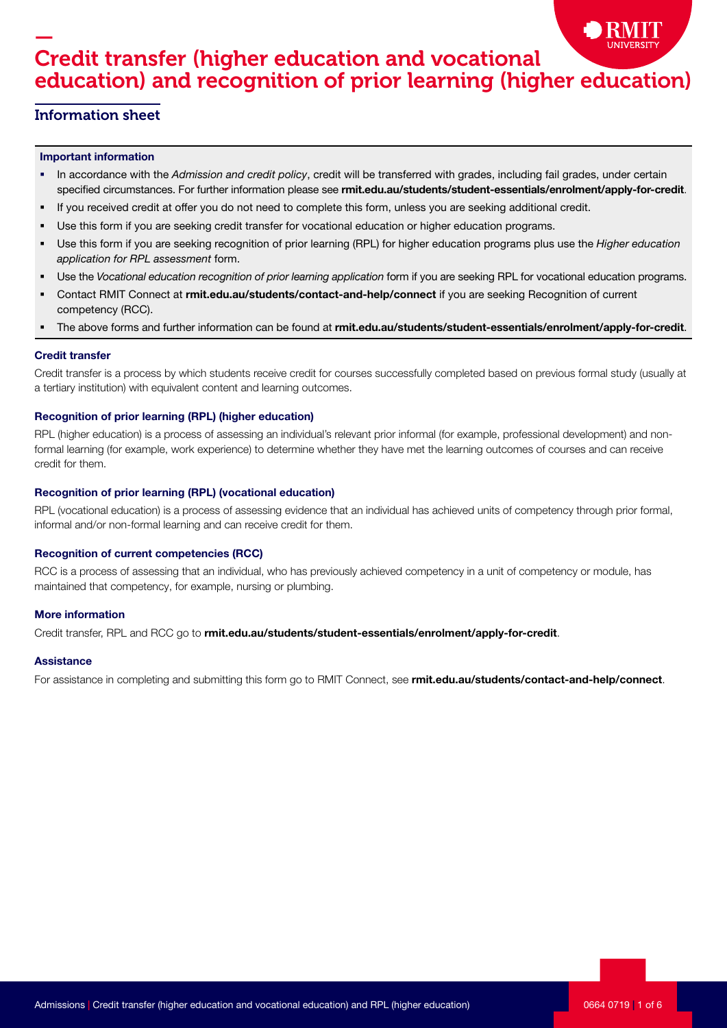# Credit transfer (higher education and vocational education) and recognition of prior learning (higher education)

## Information sheet

**Important information**

- In accordance with the *Admission and credit policy*, credit will be transferred with grades, including fail grades, under certain specified circumstances. For further information please see **rmit.edu.au/students/student-essentials/enrolment/apply-for-credit**.
- If you received credit at offer you do not need to complete this form, unless you are seeking additional credit.
- Use this form if you are seeking credit transfer for vocational education or higher education programs.
- Use this form if you are seeking recognition of prior learning (RPL) for higher education programs plus use the *Higher education application for RPL assessment* form.
- Use the *Vocational education recognition of prior learning application* form if you are seeking RPL for vocational education programs.
- Contact RMIT Connect at **rmit.edu.au/students/contact-and-help/connect** if you are seeking Recognition of current competency (RCC).
- The above forms and further information can be found at **rmit.edu.au/students/student-essentials/enrolment/apply-for-credit**.

### Credit transfer

Credit transfer is a process by which students receive credit for courses successfully completed based on previous formal study (usually at a tertiary institution) with equivalent content and learning outcomes.

### Recognition of prior learning (RPL) (higher education)

RPL (higher education) is a process of assessing an individual's relevant prior informal (for example, professional development) and non-formal learning (for example, work experience) to determine whether they have met the learning outcomes of courses and can receive credit for them.

### Recognition of prior learning (RPL) (vocational education)

RPL (vocational education) is a process of assessing evidence that an individual has achieved units of competency through prior formal, informal and/or non-formal learning and can receive credit for them.

### Recognition of current competencies (RCC)

RCC is a process of assessing that an individual, who has previously achieved competency in a unit of competency or module, has maintained that competency, for example, nursing or plumbing.

### More information

Credit transfer, RPL and RCC go to **rmit.edu.au/students/student-essentials/enrolment/apply-for-credit**.

### Assistance

For assistance in completing and submitting this form go to RMIT Connect, see **rmit.edu.au/students/contact-and-help/connect**.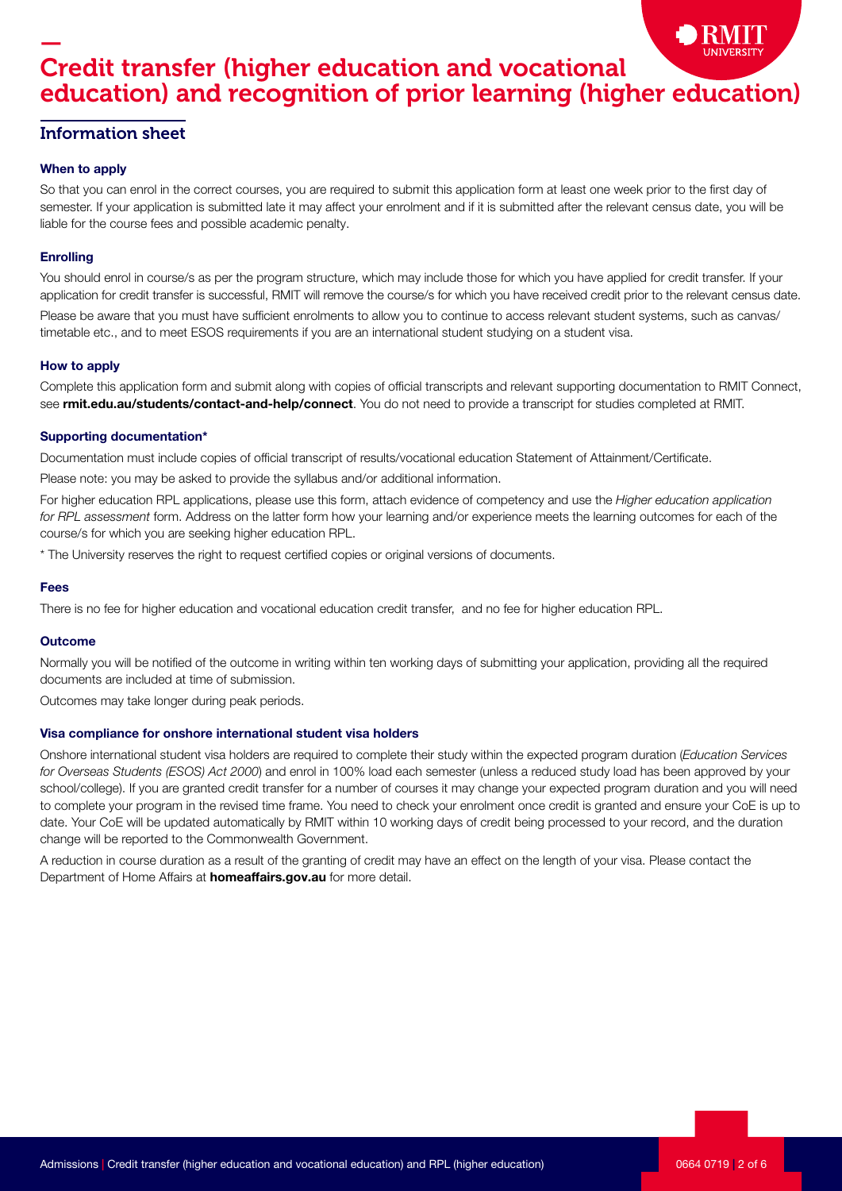# Credit transfer (higher education and vocational education) and recognition of prior learning (higher education)

## Information sheet

### When to apply

So that you can enrol in the correct courses, you are required to submit this application form at least one week prior to the first day of semester. If your application is submitted late it may affect your enrolment and if it is submitted after the relevant census date, you will be liable for the course fees and possible academic penalty.

### Enrolling

You should enrol in course/s as per the program structure, which may include those for which you have applied for credit transfer. If your application for credit transfer is successful, RMIT will remove the course/s for which you have received credit prior to the relevant census date.

Please be aware that you must have sufficient enrolments to allow you to continue to access relevant student systems, such as canvas/ timetable etc., and to meet ESOS requirements if you are an international student studying on a student visa.

### How to apply

Complete this application form and submit along with copies of official transcripts and relevant supporting documentation to RMIT Connect, see **rmit.edu.au/students/contact-and-help/connect**. You do not need to provide a transcript for studies completed at RMIT.

### Supporting documentation*

Documentation must include copies of official transcript of results/vocational education Statement of Attainment/Certificate.

Please note: you may be asked to provide the syllabus and/or additional information.

For higher education RPL applications, please use this form, attach evidence of competency and use the *Higher education application for RPL assessment* form. Address on the latter form how your learning and/or experience meets the learning outcomes for each of the course/s for which you are seeking higher education RPL.

* The University reserves the right to request certified copies or original versions of documents.

### Fees

There is no fee for higher education and vocational education credit transfer, and no fee for higher education RPL.

### Outcome

Normally you will be notified of the outcome in writing within ten working days of submitting your application, providing all the required documents are included at time of submission.

Outcomes may take longer during peak periods.

### Visa compliance for onshore international student visa holders

Onshore international student visa holders are required to complete their study within the expected program duration (*Education Services for Overseas Students (ESOS) Act 2000*) and enrol in 100% load each semester (unless a reduced study load has been approved by your school/college). If you are granted credit transfer for a number of courses it may change your expected program duration and you will need to complete your program in the revised time frame. You need to check your enrolment once credit is granted and ensure your CoE is up to date. Your CoE will be updated automatically by RMIT within 10 working days of credit being processed to your record, and the duration change will be reported to the Commonwealth Government.

A reduction in course duration as a result of the granting of credit may have an effect on the length of your visa. Please contact the Department of Home Affairs at **homeaffairs.gov.au** for more detail.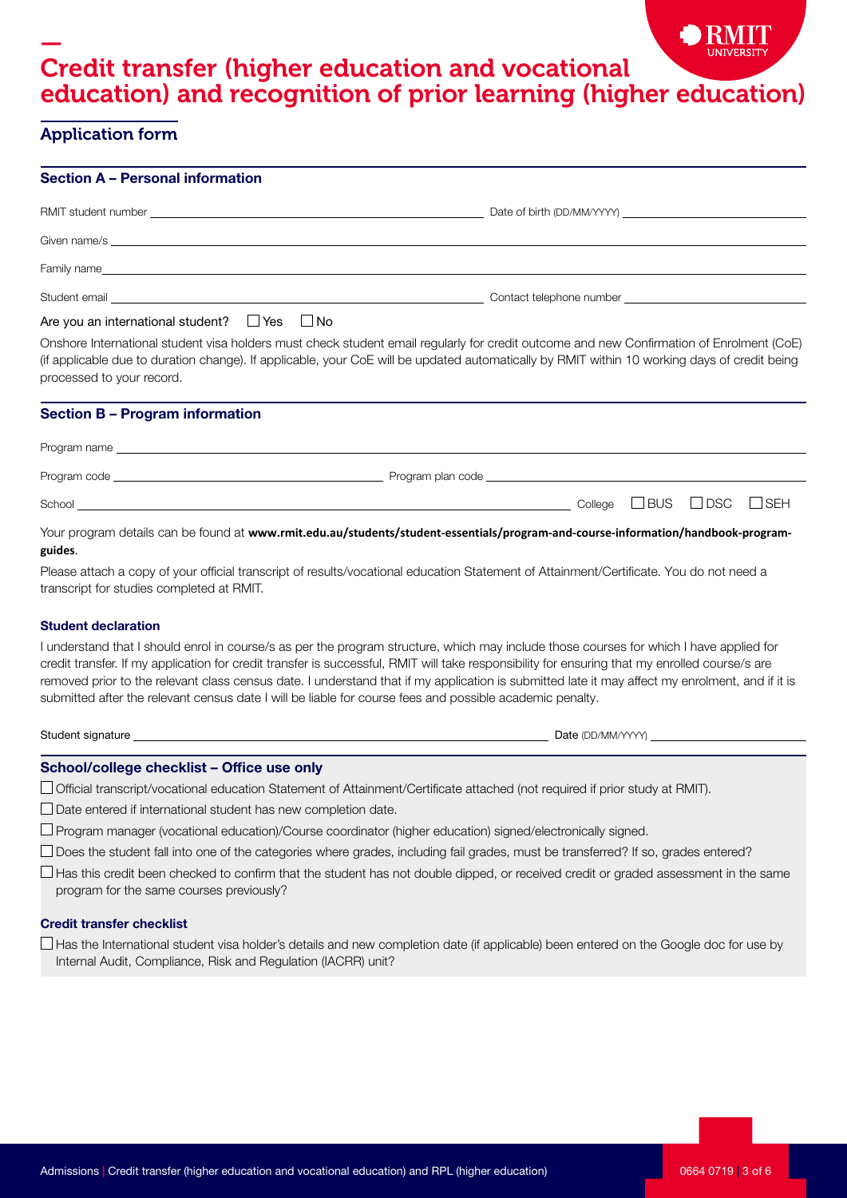// Credit transfer (higher education and vocational education) and recognition of prior learning (higher education)

## Application form

### Section A – Personal information

RMIT student number ______________________ Date of birth (DD/MM/YYYY) ______________________

Given name/s ______________________

Family name ______________________

Student email ______________________ Contact telephone number ______________________

Are you an international student? ☐ Yes ☐ No

Onshore International student visa holders must check student email regularly for credit outcome and new Confirmation of Enrolment (CoE) (if applicable due to duration change). If applicable, your CoE will be updated automatically by RMIT within 10 working days of credit being processed to your record.

### Section B – Program information

Program name ______________________

Program code ______________________ Program plan code ______________________

School ______________________ College ☐ BUS ☐ DSC ☐ SEH

Your program details can be found at **www.rmit.edu.au/students/student-essentials/program-and-course-information/handbook-program-guides**.

Please attach a copy of your official transcript of results/vocational education Statement of Attainment/Certificate. You do not need a transcript for studies completed at RMIT.

#### Student declaration

I understand that I should enrol in course/s as per the program structure, which may include those courses for which I have applied for credit transfer. If my application for credit transfer is successful, RMIT will take responsibility for ensuring that my enrolled course/s are removed prior to the relevant class census date. I understand that if my application is submitted late it may affect my enrolment, and if it is submitted after the relevant census date I will be liable for course fees and possible academic penalty.

Student signature ______________________ Date (DD/MM/YYYY) ______________________

### School/college checklist – Office use only

- ☐ Official transcript/vocational education Statement of Attainment/Certificate attached (not required if prior study at RMIT).
- ☐ Date entered if international student has new completion date.
- ☐ Program manager (vocational education)/Course coordinator (higher education) signed/electronically signed.
- ☐ Does the student fall into one of the categories where grades, including fail grades, must be transferred? If so, grades entered?
- ☐ Has this credit been checked to confirm that the student has not double dipped, or received credit or graded assessment in the same program for the same courses previously?

#### Credit transfer checklist

- ☐ Has the International student visa holder's details and new completion date (if applicable) been entered on the Google doc for use by Internal Audit, Compliance, Risk and Regulation (IACRR) unit?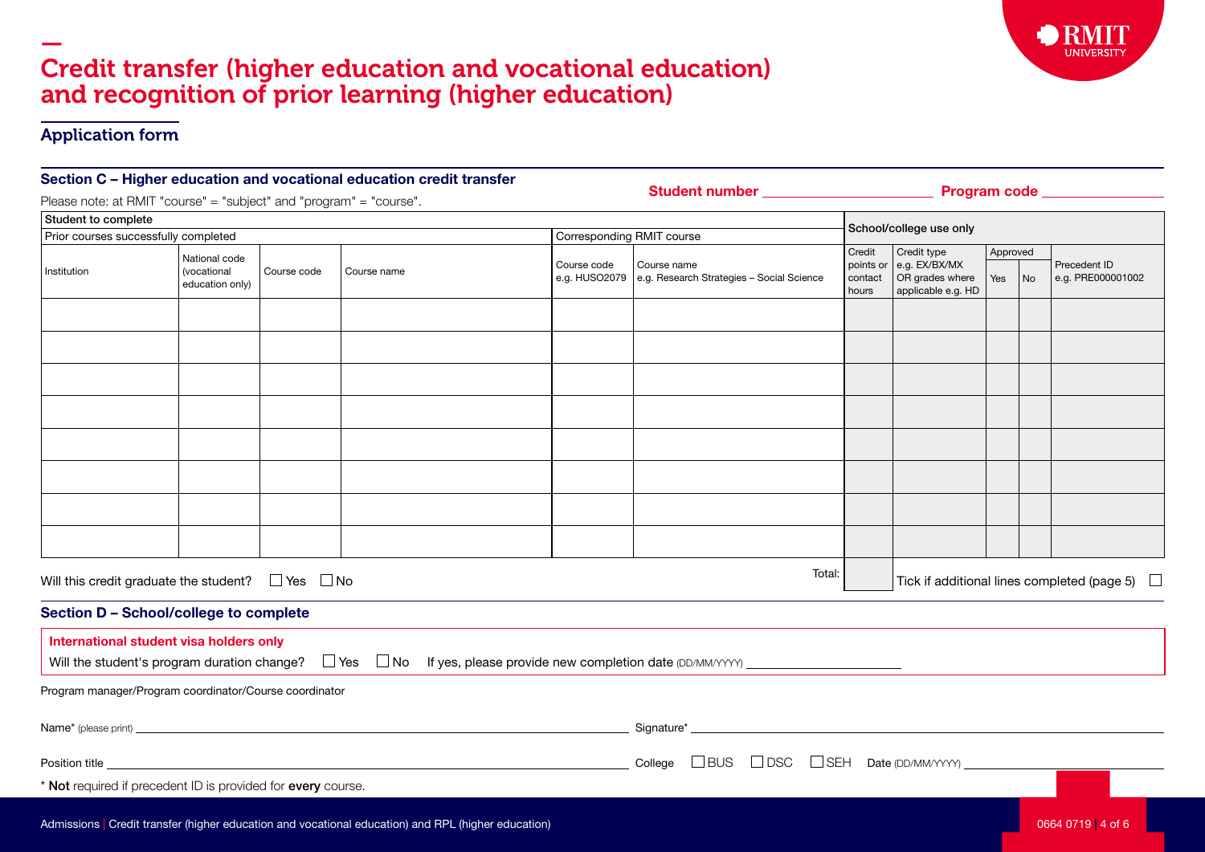# Credit transfer (higher education and vocational education) and recognition of prior learning (higher education)

## Application form

### Section C – Higher education and vocational education credit transfer

Please note: at RMIT "course" = "subject" and "program" = "course".

**Student number** ____________________ **Program code** ____________________

| Student to complete | | | | | | School/college use only | | | | |
|---|---|---|---|---|---|---|---|---|---|---|
| Prior courses successfully completed | | | | Corresponding RMIT course | | | | | | |
| Institution | National code (vocational education only) | Course code | Course name | Course code e.g. HUSO2079 | Course name e.g. Research Strategies – Social Science | Credit points or contact hours | Credit type e.g. EX/BX/MX OR grades where applicable e.g. HD | Approved | | Precedent ID e.g. PRE000001002 |
| | | | | | | | | Yes | No | |
| | | | | | | | | | | |
| | | | | | | | | | | |
| | | | | | | | | | | |
| | | | | | | | | | | |
| | | | | | | | | | | |
| | | | | | | | | | | |
| | | | | | | | | | | |
| | | | | | | | | | | |
| | | | | | Total: | | | | | |

Will this credit graduate the student? ☐ Yes ☐ No

Tick if additional lines completed (page 5) ☐

### Section D – School/college to complete

**International student visa holders only**

Will the student's program duration change? ☐ Yes ☐ No If yes, please provide new completion date (DD/MM/YYYY) ____________________

Program manager/Program coordinator/Course coordinator

Name* (please print) ____________________ Signature* ____________________

Position title ____________________ College ☐ BUS ☐ DSC ☐ SEH Date (DD/MM/YYYY) ____________________

\* **Not** required if precedent ID is provided for **every** course.

Admissions | Credit transfer (higher education and vocational education) and RPL (higher education)

0664 0719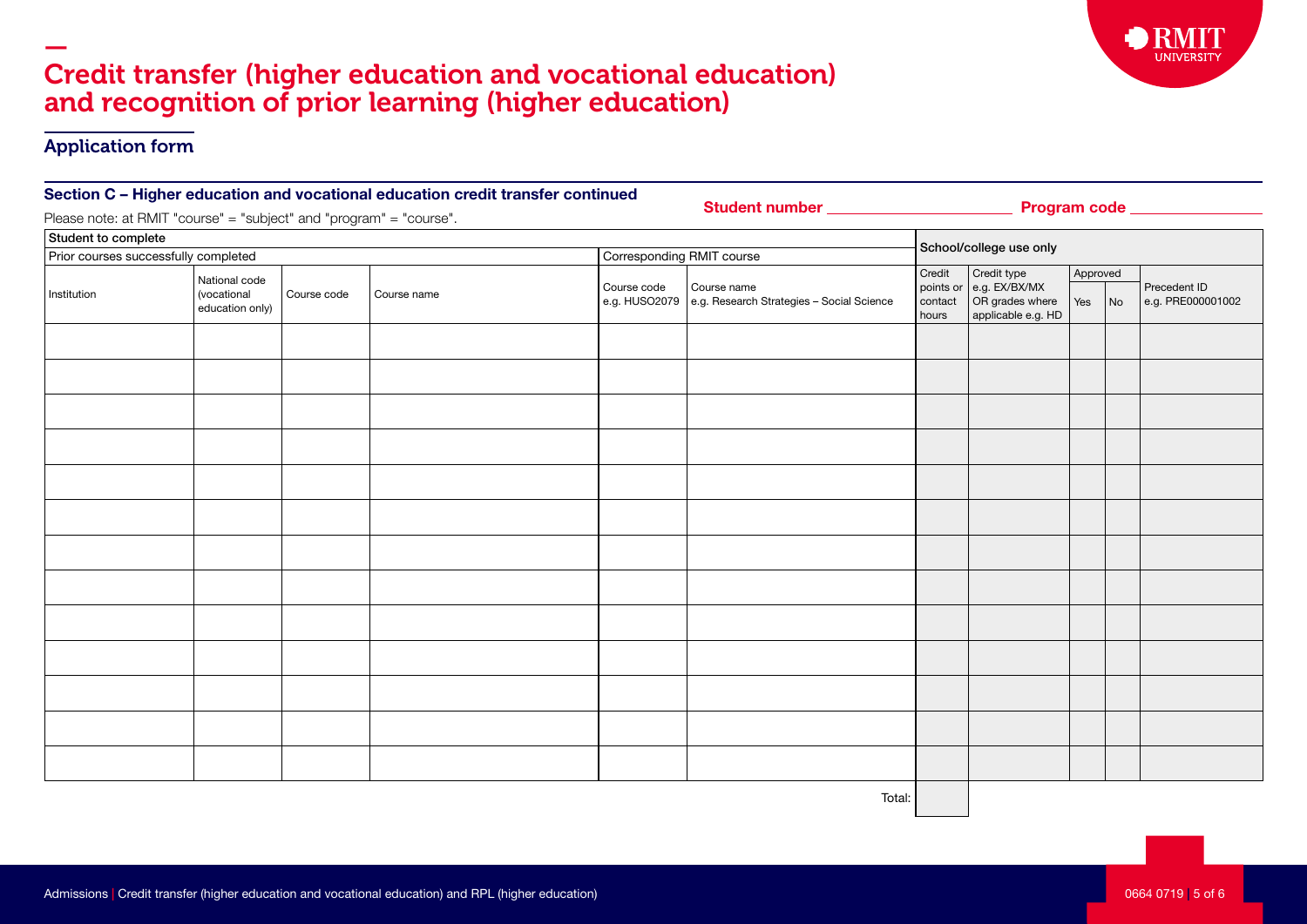# Credit transfer (higher education and vocational education) and recognition of prior learning (higher education)

## Application form

### Section C – Higher education and vocational education credit transfer continued

Please note: at RMIT "course" = "subject" and "program" = "course".

**Student number** ______________________ **Program code** ________________

| Student to complete | | | | | | School/college use only | | | | |
|---|---|---|---|---|---|---|---|---|---|---|
| Prior courses successfully completed | | | | Corresponding RMIT course | | | | | | |
| | | | | | | | | Approved | | |
| Institution | National code (vocational education only) | Course code | Course name | Course code e.g. HUSO2079 | Course name e.g. Research Strategies – Social Science | Credit points or contact hours | Credit type e.g. EX/BX/MX OR grades where applicable e.g. HD | Yes | No | Precedent ID e.g. PRE000001002 |
| | | | | | | | | | | |
| | | | | | | | | | | |
| | | | | | | | | | | |
| | | | | | | | | | | |
| | | | | | | | | | | |
| | | | | | | | | | | |
| | | | | | | | | | | |
| | | | | | | | | | | |
| | | | | | | | | | | |
| | | | | | | | | | | |
| | | | | | | | | | | |
| | | | | | | | | | | |
| | | | | | | | | | | |
| | | | | | Total: | | | | | |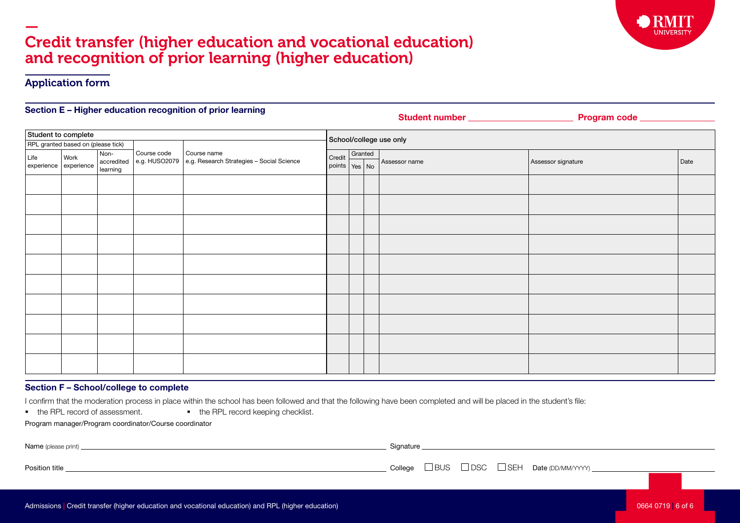# Credit transfer (higher education and vocational education) and recognition of prior learning (higher education)

## Application form

### Section E – Higher education recognition of prior learning

**Student number** ____________________ **Program code** ______________

| Student to complete | | | | | School/college use only | | | | | |
|---|---|---|---|---|---|---|---|---|---|---|
| RPL granted based on (please tick) | | | | | | | | | | |
| Life experience | Work experience | Non-accredited learning | Course code e.g. HUSO2079 | Course name e.g. Research Strategies – Social Science | Credit points | Granted | | Assessor name | Assessor signature | Date |
| | | | | | | Yes | No | | | |
| | | | | | | | | | | |
| | | | | | | | | | | |
| | | | | | | | | | | |
| | | | | | | | | | | |
| | | | | | | | | | | |
| | | | | | | | | | | |
| | | | | | | | | | | |
| | | | | | | | | | | |
| | | | | | | | | | | |
| | | | | | | | | | | |

### Section F – School/college to complete

I confirm that the moderation process in place within the school has been followed and that the following have been completed and will be placed in the student's file:

- the RPL record of assessment.
- the RPL record keeping checklist.

Program manager/Program coordinator/Course coordinator

Name (please print) ______________________________ Signature ______________________________

Position title ______________________________ College ☐ BUS ☐ DSC ☐ SEH Date (DD/MM/YYYY) ______________

Admissions | Credit transfer (higher education and vocational education) and RPL (higher education)

0664 0719